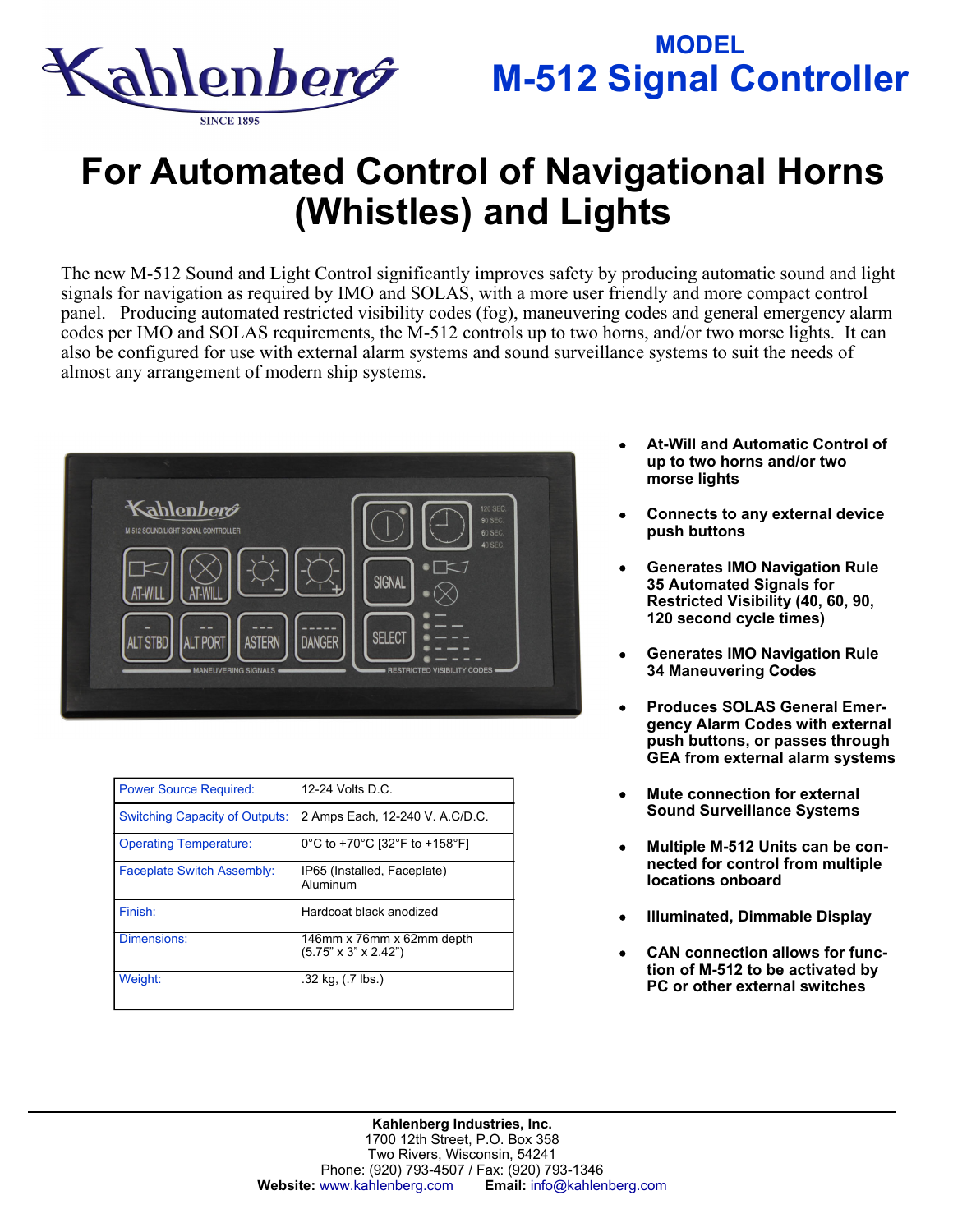# MODEL M-512 Signal Controller

# For Automated Control of Navigational Horns (Whistles) and Lights

The new M-512 Sound and Light Control significantly improves safety by producing automatic sound and light signals for navigation as required by IMO and SOLAS, with a more user friendly and more compact control panel. Producing automated restricted visibility codes (fog), maneuvering codes and general emergency alarm codes per IMO and SOLAS requirements, the M-512 controls up to two horns, and/or two morse lights. It can also be configured for use with external alarm systems and sound surveillance systems to suit the needs of almost any arrangement of modern ship systems.

- **At-Will and Automatic Control of up to two horns and/or two morse lights**
- **Connects to any external device push buttons**
- **Generates IMO Navigation Rule 35 Automated Signals for Restricted Visibility (40, 60, 90, 120 second cycle times)**
- **Generates IMO Navigation Rule 34 Maneuvering Codes**
- **Produces SOLAS General Emergency Alarm Codes with external push buttons, or passes through GEA from external alarm systems**
- **Mute connection for external Sound Surveillance Systems**
- **Multiple M-512 Units can be connected for control from multiple locations onboard**
- **Illuminated, Dimmable Display**
- **CAN connection allows for function of M-512 to be activated by PC or other external switches**

| | |
|---|---|
| Power Source Required: | 12-24 Volts D.C. |
| Switching Capacity of Outputs: | 2 Amps Each, 12-240 V. A.C/D.C. |
| Operating Temperature: | 0°C to +70°C [32°F to +158°F] |
| Faceplate Switch Assembly: | IP65 (Installed, Faceplate) Aluminum |
| Finish: | Hardcoat black anodized |
| Dimensions: | 146mm x 76mm x 62mm depth (5.75" x 3" x 2.42") |
| Weight: | .32 kg, (.7 lbs.) |

**Kahlenberg Industries, Inc.**
1700 12th Street, P.O. Box 358
Two Rivers, Wisconsin, 54241
Phone: (920) 793-4507 / Fax: (920) 793-1346
**Website:** www.kahlenberg.com **Email:** info@kahlenberg.com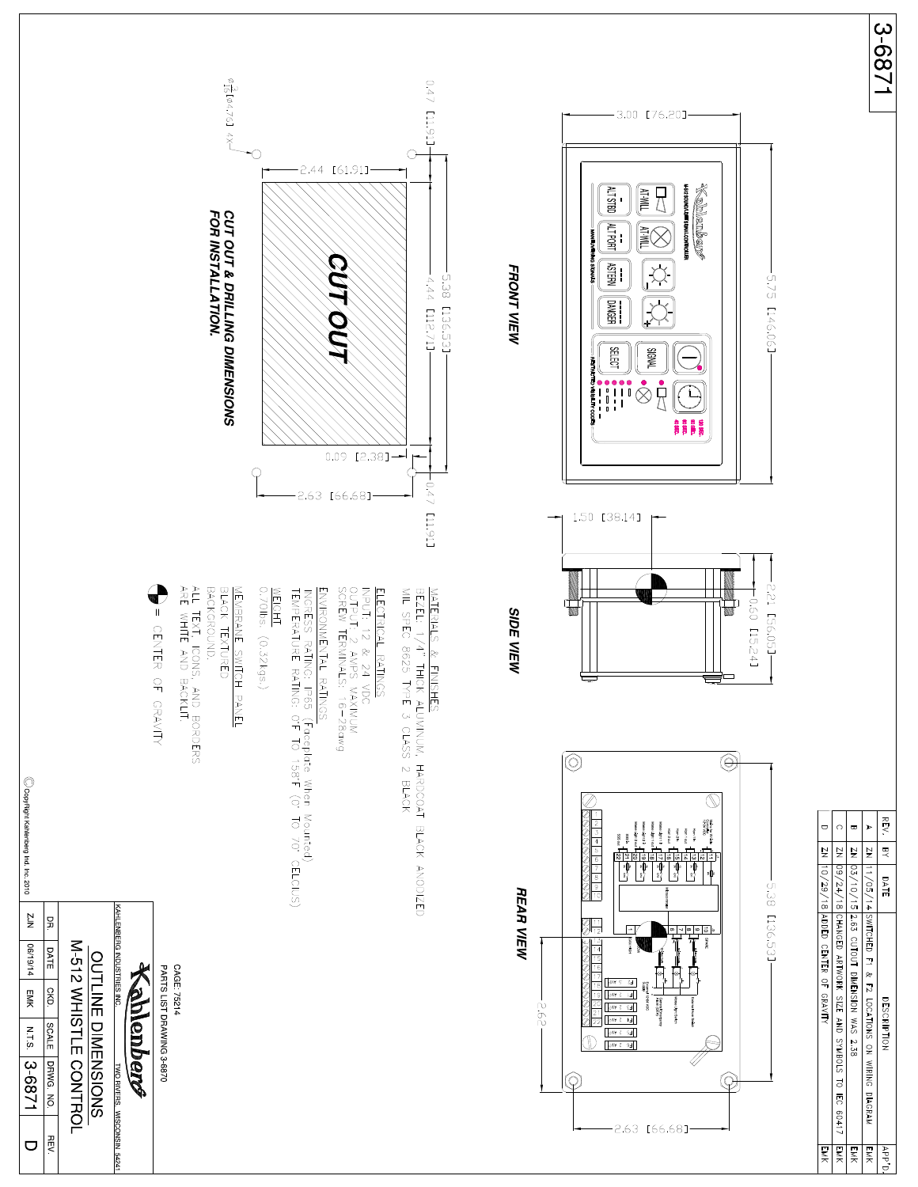3-6871

| REV. | BY | DATE | DESCRIPTION | APP'D. |
|---|---|---|---|---|
| A | ZN | 11/05/14 | SWITCHED F1 & F2 LOCATIONS ON WIRING DIAGRAM | EMK |
| B | ZN | 03/10/15 | 2.63 CUTOUT DIMENSION WAS 2.38 | EMK |
| C | ZN | 09/24/18 | CHANGED ARTWORK SIZE AND SYMBOLS TO IEC 60417 | EMK |
| D | ZN | 10/29/18 | ADDED CENTER OF GRAVITY | EMK |

## FRONT VIEW

3.00 [76.20]

5.75 [146.05]

## SIDE VIEW

1.50 [38.14]

2.21 [56.05]

0.60 [15.24]

## REAR VIEW

5.38 [136.53]

2.62

2.63 [66.68]

## CUT OUT

**CUT OUT & DRILLING DIMENSIONS FOR INSTALLATION.**

Ø 3/16 [Ø4.76] 4X

0.47 [11.91]

2.44 [61.91]

5.38 [136.53]

4.44 [112.71]

0.09 [2.38]

2.63 [66.68]

0.47 [11.91]

MATERIALS & FINISHES
BEZEL: 1/4" THICK ALUMINUM, HARDCOAT BLACK ANODIZED
MIL SPEC 8625 TYPE 3 CLASS 2 BLACK

ELECTRICAL RATINGS
INPUT: 12 & 24 VDC
OUTPUT: 2 AMPS MAXIMUM
SCREW TERMINALS: 16-28awg

ENVIRONMENTAL RATINGS
INGRESS RATING: IP65 (Faceplate When Mounted)
TEMPERATURE RATING: 0°F TO 158°F (0° TO 70° CELCIUS)

WEIGHT
0.70lbs. (0.32kgs.)

MEMBRANE SWITCH PANEL
BLACK TEXTURED
BACKGROUND.
ALL TEXT, ICONS, AND BORDERS
ARE WHITE AND BACKLIT.

= CENTER OF GRAVITY

CAGE: 75214
PARTS LIST DRAWING 3-6870

Kahlenberg
KAHLENBERG INDUSTRIES, INC. TWO RIVERS, WISCONSIN 54241

OUTLINE DIMENSIONS
M-512 WHISTLE CONTROL

| DR. | DATE | CKD. | SCALE | DRWG. NO. | REV. |
|---|---|---|---|---|---|
| ZJN | 06/19/14 | EMK | N.T.S. | 3-6871 | D |

© CopyRight Kahlenberg Ind. Inc. 2010